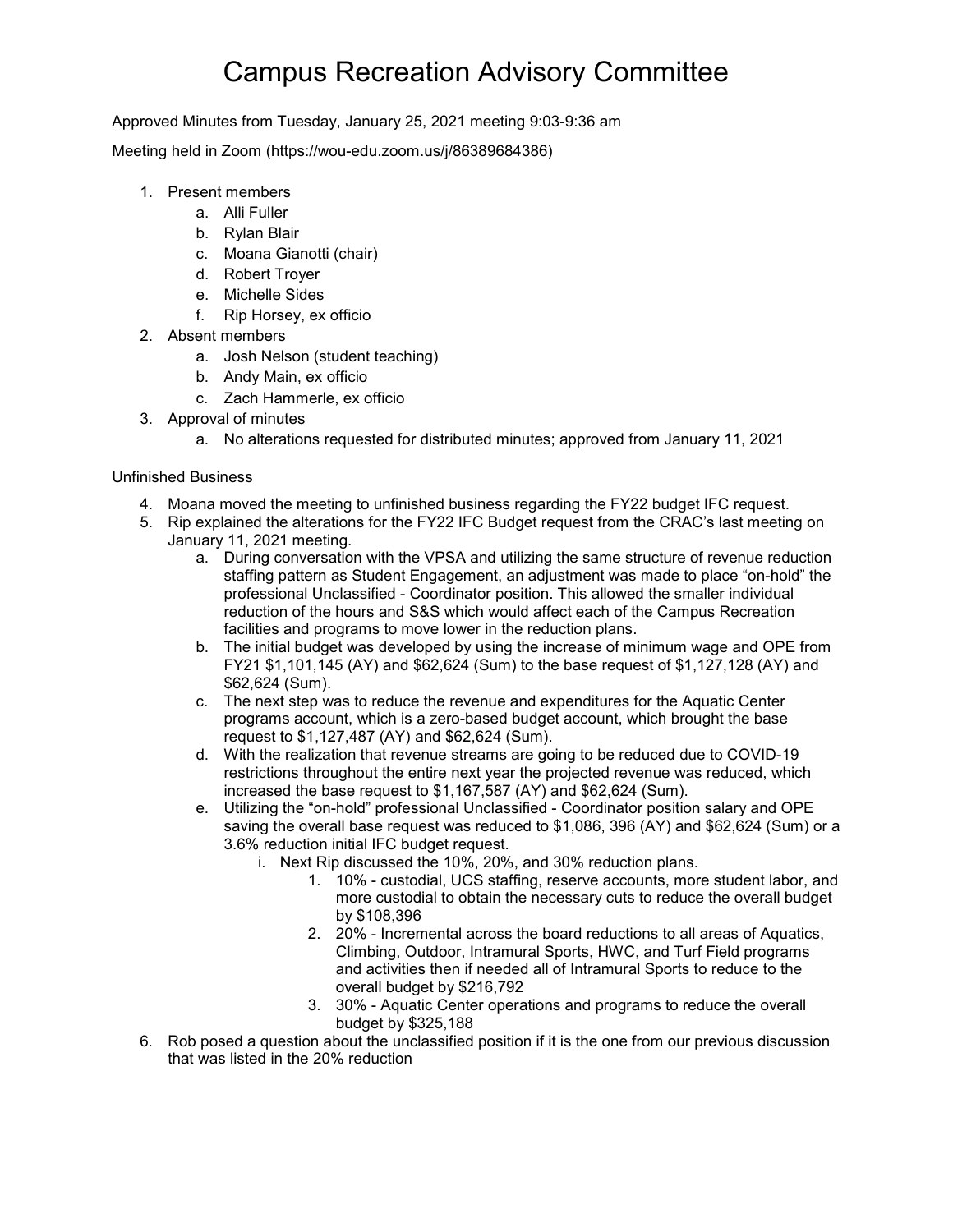# Campus Recreation Advisory Committee

Approved Minutes from Tuesday, January 25, 2021 meeting 9:03-9:36 am

Meeting held in Zoom (https://wou-edu.zoom.us/j/86389684386)

1. Present members
    a. Alli Fuller
    b. Rylan Blair
    c. Moana Gianotti (chair)
    d. Robert Troyer
    e. Michelle Sides
    f. Rip Horsey, ex officio
2. Absent members
    a. Josh Nelson (student teaching)
    b. Andy Main, ex officio
    c. Zach Hammerle, ex officio
3. Approval of minutes
    a. No alterations requested for distributed minutes; approved from January 11, 2021

Unfinished Business

4. Moana moved the meeting to unfinished business regarding the FY22 budget IFC request.
5. Rip explained the alterations for the FY22 IFC Budget request from the CRAC's last meeting on January 11, 2021 meeting.
    a. During conversation with the VPSA and utilizing the same structure of revenue reduction staffing pattern as Student Engagement, an adjustment was made to place "on-hold" the professional Unclassified - Coordinator position. This allowed the smaller individual reduction of the hours and S&S which would affect each of the Campus Recreation facilities and programs to move lower in the reduction plans.
    b. The initial budget was developed by using the increase of minimum wage and OPE from FY21 $1,101,145 (AY) and $62,624 (Sum) to the base request of $1,127,128 (AY) and $62,624 (Sum).
    c. The next step was to reduce the revenue and expenditures for the Aquatic Center programs account, which is a zero-based budget account, which brought the base request to $1,127,487 (AY) and $62,624 (Sum).
    d. With the realization that revenue streams are going to be reduced due to COVID-19 restrictions throughout the entire next year the projected revenue was reduced, which increased the base request to $1,167,587 (AY) and $62,624 (Sum).
    e. Utilizing the "on-hold" professional Unclassified - Coordinator position salary and OPE saving the overall base request was reduced to $1,086, 396 (AY) and $62,624 (Sum) or a 3.6% reduction initial IFC budget request.
        i. Next Rip discussed the 10%, 20%, and 30% reduction plans.
            1. 10% - custodial, UCS staffing, reserve accounts, more student labor, and more custodial to obtain the necessary cuts to reduce the overall budget by $108,396
            2. 20% - Incremental across the board reductions to all areas of Aquatics, Climbing, Outdoor, Intramural Sports, HWC, and Turf Field programs and activities then if needed all of Intramural Sports to reduce to the overall budget by $216,792
            3. 30% - Aquatic Center operations and programs to reduce the overall budget by $325,188
6. Rob posed a question about the unclassified position if it is the one from our previous discussion that was listed in the 20% reduction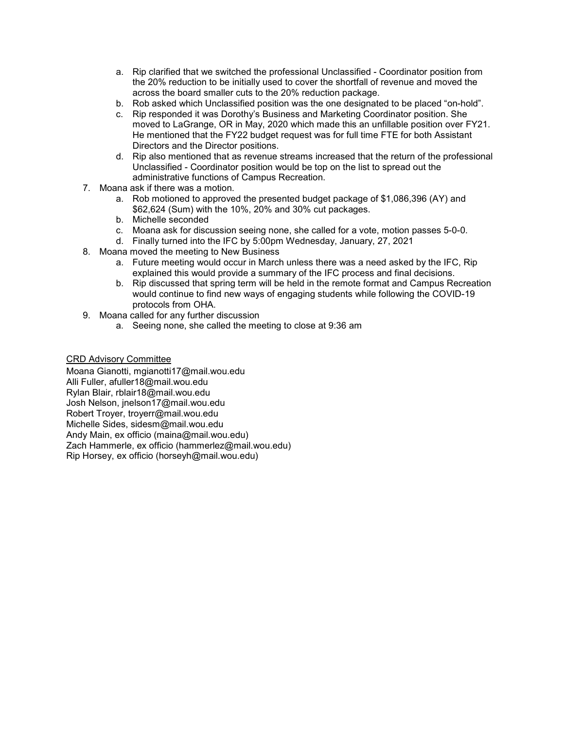a. Rip clarified that we switched the professional Unclassified - Coordinator position from the 20% reduction to be initially used to cover the shortfall of revenue and moved the across the board smaller cuts to the 20% reduction package.
   b. Rob asked which Unclassified position was the one designated to be placed "on-hold".
   c. Rip responded it was Dorothy's Business and Marketing Coordinator position. She moved to LaGrange, OR in May, 2020 which made this an unfillable position over FY21. He mentioned that the FY22 budget request was for full time FTE for both Assistant Directors and the Director positions.
   d. Rip also mentioned that as revenue streams increased that the return of the professional Unclassified - Coordinator position would be top on the list to spread out the administrative functions of Campus Recreation.

7. Moana ask if there was a motion.
   a. Rob motioned to approved the presented budget package of $1,086,396 (AY) and $62,624 (Sum) with the 10%, 20% and 30% cut packages.
   b. Michelle seconded
   c. Moana ask for discussion seeing none, she called for a vote, motion passes 5-0-0.
   d. Finally turned into the IFC by 5:00pm Wednesday, January, 27, 2021
8. Moana moved the meeting to New Business
   a. Future meeting would occur in March unless there was a need asked by the IFC, Rip explained this would provide a summary of the IFC process and final decisions.
   b. Rip discussed that spring term will be held in the remote format and Campus Recreation would continue to find new ways of engaging students while following the COVID-19 protocols from OHA.
9. Moana called for any further discussion
   a. Seeing none, she called the meeting to close at 9:36 am

<u>CRD Advisory Committee</u>

Moana Gianotti, mgianotti17@mail.wou.edu
Alli Fuller, afuller18@mail.wou.edu
Rylan Blair, rblair18@mail.wou.edu
Josh Nelson, jnelson17@mail.wou.edu
Robert Troyer, troyerr@mail.wou.edu
Michelle Sides, sidesm@mail.wou.edu
Andy Main, ex officio (maina@mail.wou.edu)
Zach Hammerle, ex officio (hammerlez@mail.wou.edu)
Rip Horsey, ex officio (horseyh@mail.wou.edu)